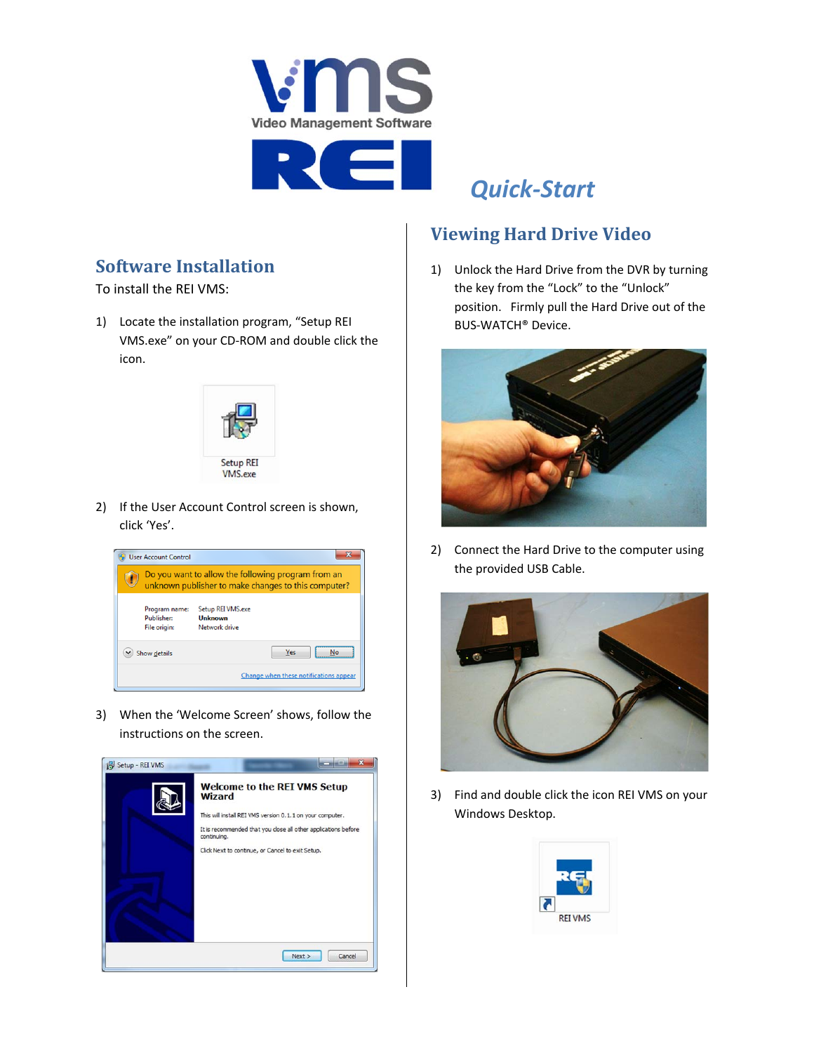# Quick-Start

## Software Installation

To install the REI VMS:

1) Locate the installation program, "Setup REI VMS.exe" on your CD-ROM and double click the icon.

2) If the User Account Control screen is shown, click 'Yes'.

3) When the 'Welcome Screen' shows, follow the instructions on the screen.

## Viewing Hard Drive Video

1) Unlock the Hard Drive from the DVR by turning the key from the "Lock" to the "Unlock" position. Firmly pull the Hard Drive out of the BUS-WATCH® Device.

2) Connect the Hard Drive to the computer using the provided USB Cable.

3) Find and double click the icon REI VMS on your Windows Desktop.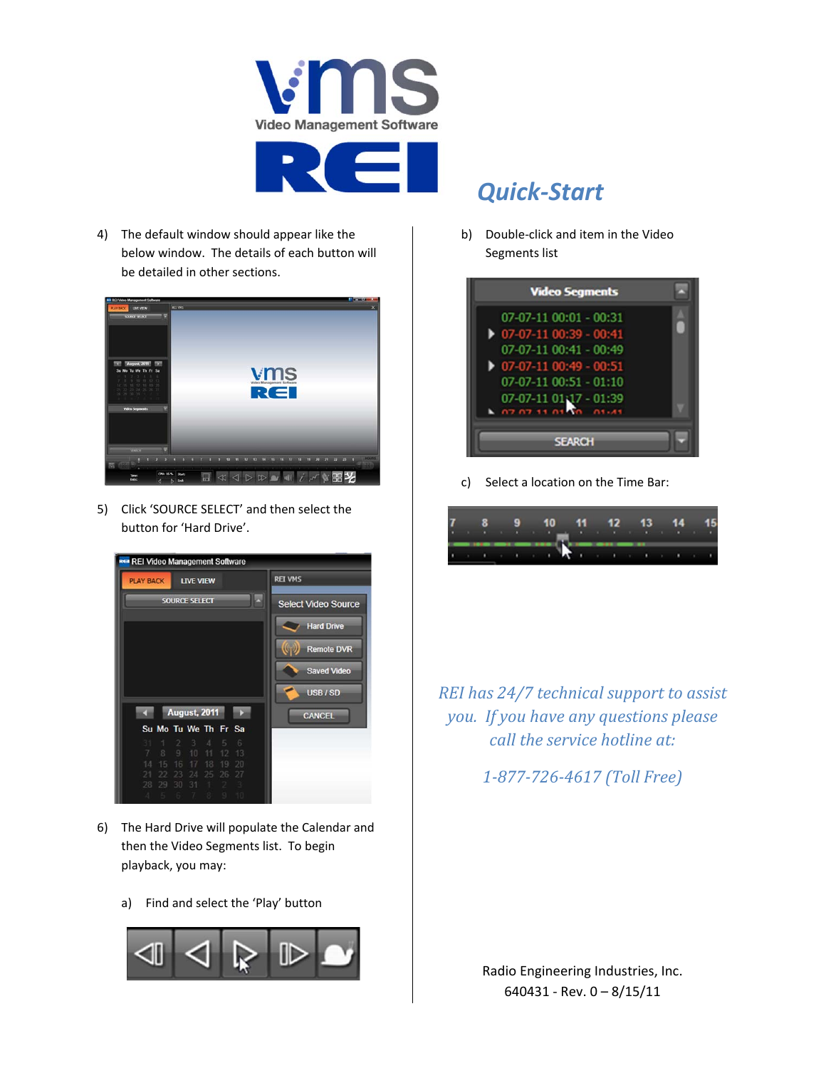Quick-Start

4) The default window should appear like the below window. The details of each button will be detailed in other sections.

5) Click 'SOURCE SELECT' and then select the button for 'Hard Drive'.

6) The Hard Drive will populate the Calendar and then the Video Segments list. To begin playback, you may:

   a) Find and select the 'Play' button

   b) Double-click and item in the Video Segments list

   c) Select a location on the Time Bar:

*REI has 24/7 technical support to assist you. If you have any questions please call the service hotline at:*

*1-877-726-4617 (Toll Free)*

Radio Engineering Industries, Inc.
640431 - Rev. 0 – 8/15/11